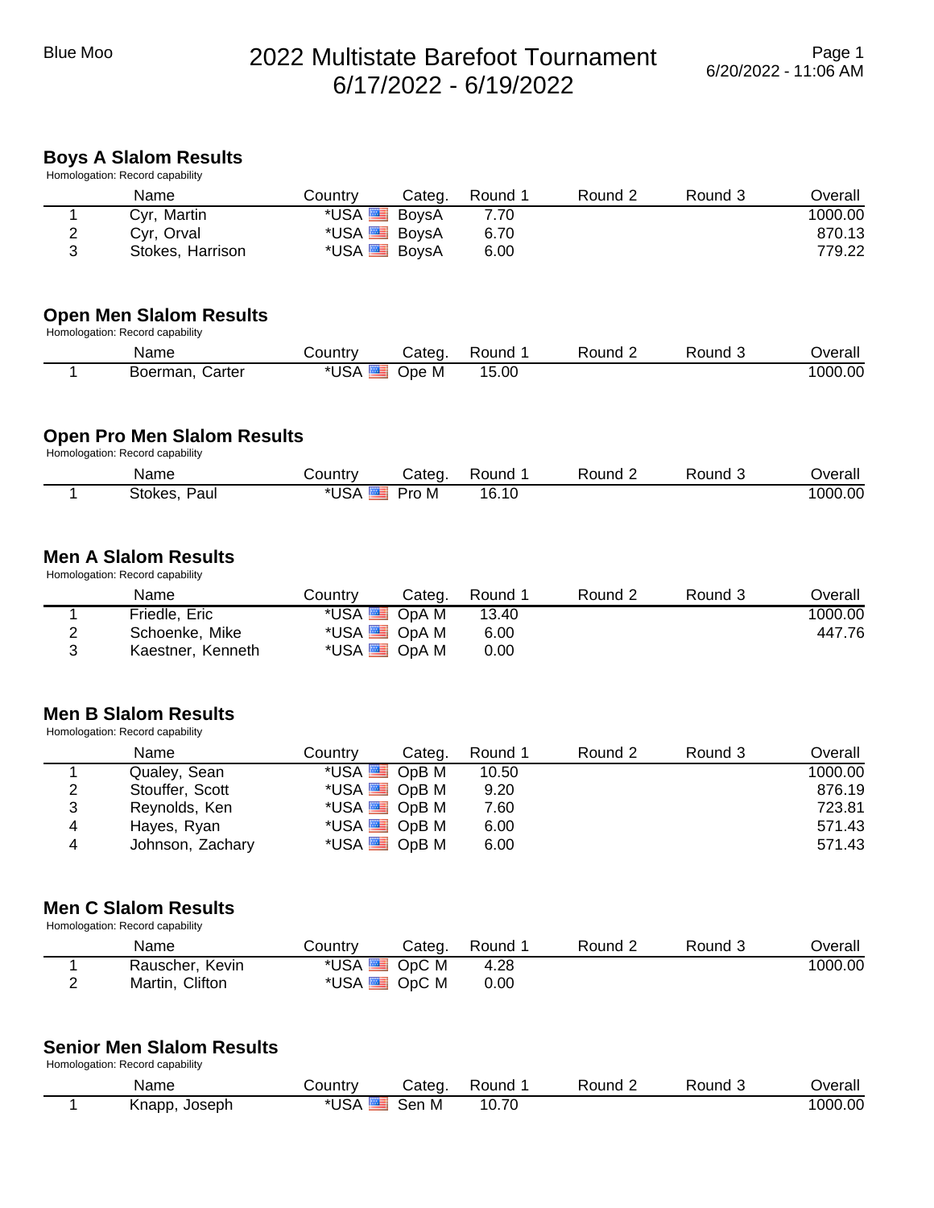# 2022 Multistate Barefoot Tournament
## 6/17/2022 - 6/19/2022

### Boys A Slalom Results

Homologation: Record capability

| | Name | Country | Categ. | Round 1 | Round 2 | Round 3 | Overall |
|---|---|---|---|---|---|---|---|
| 1 | Cyr, Martin | *USA | BoysA | 7.70 | | | 1000.00 |
| 2 | Cyr, Orval | *USA | BoysA | 6.70 | | | 870.13 |
| 3 | Stokes, Harrison | *USA | BoysA | 6.00 | | | 779.22 |

### Open Men Slalom Results

Homologation: Record capability

| | Name | Country | Categ. | Round 1 | Round 2 | Round 3 | Overall |
|---|---|---|---|---|---|---|---|
| 1 | Boerman, Carter | *USA | Ope M | 15.00 | | | 1000.00 |

### Open Pro Men Slalom Results

Homologation: Record capability

| | Name | Country | Categ. | Round 1 | Round 2 | Round 3 | Overall |
|---|---|---|---|---|---|---|---|
| 1 | Stokes, Paul | *USA | Pro M | 16.10 | | | 1000.00 |

### Men A Slalom Results

Homologation: Record capability

| | Name | Country | Categ. | Round 1 | Round 2 | Round 3 | Overall |
|---|---|---|---|---|---|---|---|
| 1 | Friedle, Eric | *USA | OpA M | 13.40 | | | 1000.00 |
| 2 | Schoenke, Mike | *USA | OpA M | 6.00 | | | 447.76 |
| 3 | Kaestner, Kenneth | *USA | OpA M | 0.00 | | | |

### Men B Slalom Results

Homologation: Record capability

| | Name | Country | Categ. | Round 1 | Round 2 | Round 3 | Overall |
|---|---|---|---|---|---|---|---|
| 1 | Qualey, Sean | *USA | OpB M | 10.50 | | | 1000.00 |
| 2 | Stouffer, Scott | *USA | OpB M | 9.20 | | | 876.19 |
| 3 | Reynolds, Ken | *USA | OpB M | 7.60 | | | 723.81 |
| 4 | Hayes, Ryan | *USA | OpB M | 6.00 | | | 571.43 |
| 4 | Johnson, Zachary | *USA | OpB M | 6.00 | | | 571.43 |

### Men C Slalom Results

Homologation: Record capability

| | Name | Country | Categ. | Round 1 | Round 2 | Round 3 | Overall |
|---|---|---|---|---|---|---|---|
| 1 | Rauscher, Kevin | *USA | OpC M | 4.28 | | | 1000.00 |
| 2 | Martin, Clifton | *USA | OpC M | 0.00 | | | |

### Senior Men Slalom Results

Homologation: Record capability

| | Name | Country | Categ. | Round 1 | Round 2 | Round 3 | Overall |
|---|---|---|---|---|---|---|---|
| 1 | Knapp, Joseph | *USA | Sen M | 10.70 | | | 1000.00 |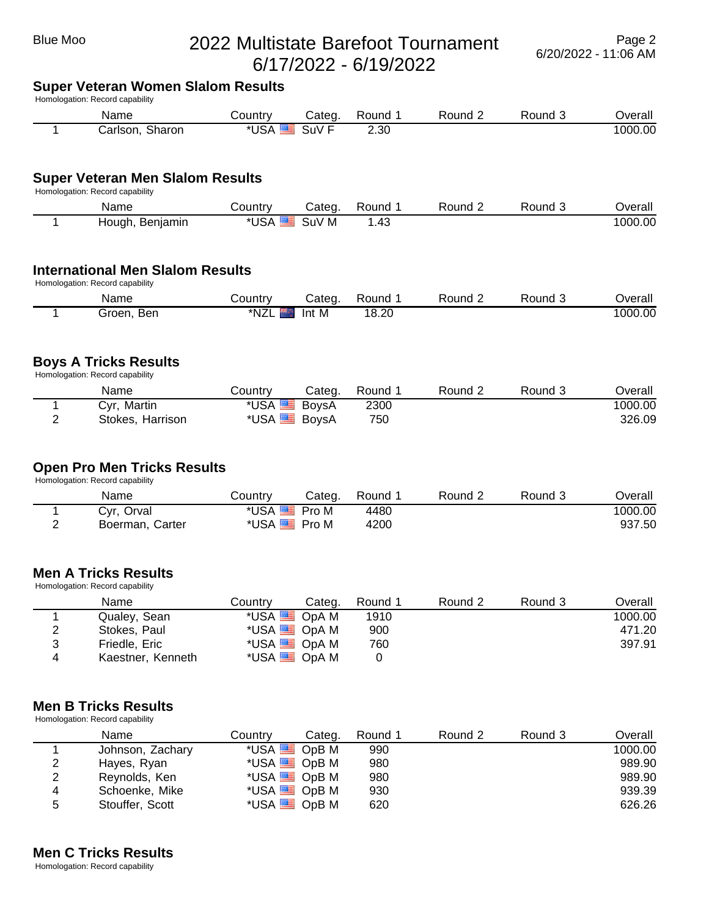## Super Veteran Women Slalom Results

Homologation: Record capability

| | Name | Country | Categ. | Round 1 | Round 2 | Round 3 | Overall |
|---|---|---|---|---|---|---|---|
| 1 | Carlson, Sharon | *USA | SuV F | 2.30 | | | 1000.00 |

## Super Veteran Men Slalom Results

Homologation: Record capability

| | Name | Country | Categ. | Round 1 | Round 2 | Round 3 | Overall |
|---|---|---|---|---|---|---|---|
| 1 | Hough, Benjamin | *USA | SuV M | 1.43 | | | 1000.00 |

## International Men Slalom Results

Homologation: Record capability

| | Name | Country | Categ. | Round 1 | Round 2 | Round 3 | Overall |
|---|---|---|---|---|---|---|---|
| 1 | Groen, Ben | *NZL | Int M | 18.20 | | | 1000.00 |

## Boys A Tricks Results

Homologation: Record capability

| | Name | Country | Categ. | Round 1 | Round 2 | Round 3 | Overall |
|---|---|---|---|---|---|---|---|
| 1 | Cyr, Martin | *USA | BoysA | 2300 | | | 1000.00 |
| 2 | Stokes, Harrison | *USA | BoysA | 750 | | | 326.09 |

## Open Pro Men Tricks Results

Homologation: Record capability

| | Name | Country | Categ. | Round 1 | Round 2 | Round 3 | Overall |
|---|---|---|---|---|---|---|---|
| 1 | Cyr, Orval | *USA | Pro M | 4480 | | | 1000.00 |
| 2 | Boerman, Carter | *USA | Pro M | 4200 | | | 937.50 |

## Men A Tricks Results

Homologation: Record capability

| | Name | Country | Categ. | Round 1 | Round 2 | Round 3 | Overall |
|---|---|---|---|---|---|---|---|
| 1 | Qualey, Sean | *USA | OpA M | 1910 | | | 1000.00 |
| 2 | Stokes, Paul | *USA | OpA M | 900 | | | 471.20 |
| 3 | Friedle, Eric | *USA | OpA M | 760 | | | 397.91 |
| 4 | Kaestner, Kenneth | *USA | OpA M | 0 | | | |

## Men B Tricks Results

Homologation: Record capability

| | Name | Country | Categ. | Round 1 | Round 2 | Round 3 | Overall |
|---|---|---|---|---|---|---|---|
| 1 | Johnson, Zachary | *USA | OpB M | 990 | | | 1000.00 |
| 2 | Hayes, Ryan | *USA | OpB M | 980 | | | 989.90 |
| 2 | Reynolds, Ken | *USA | OpB M | 980 | | | 989.90 |
| 4 | Schoenke, Mike | *USA | OpB M | 930 | | | 939.39 |
| 5 | Stouffer, Scott | *USA | OpB M | 620 | | | 626.26 |

## Men C Tricks Results

Homologation: Record capability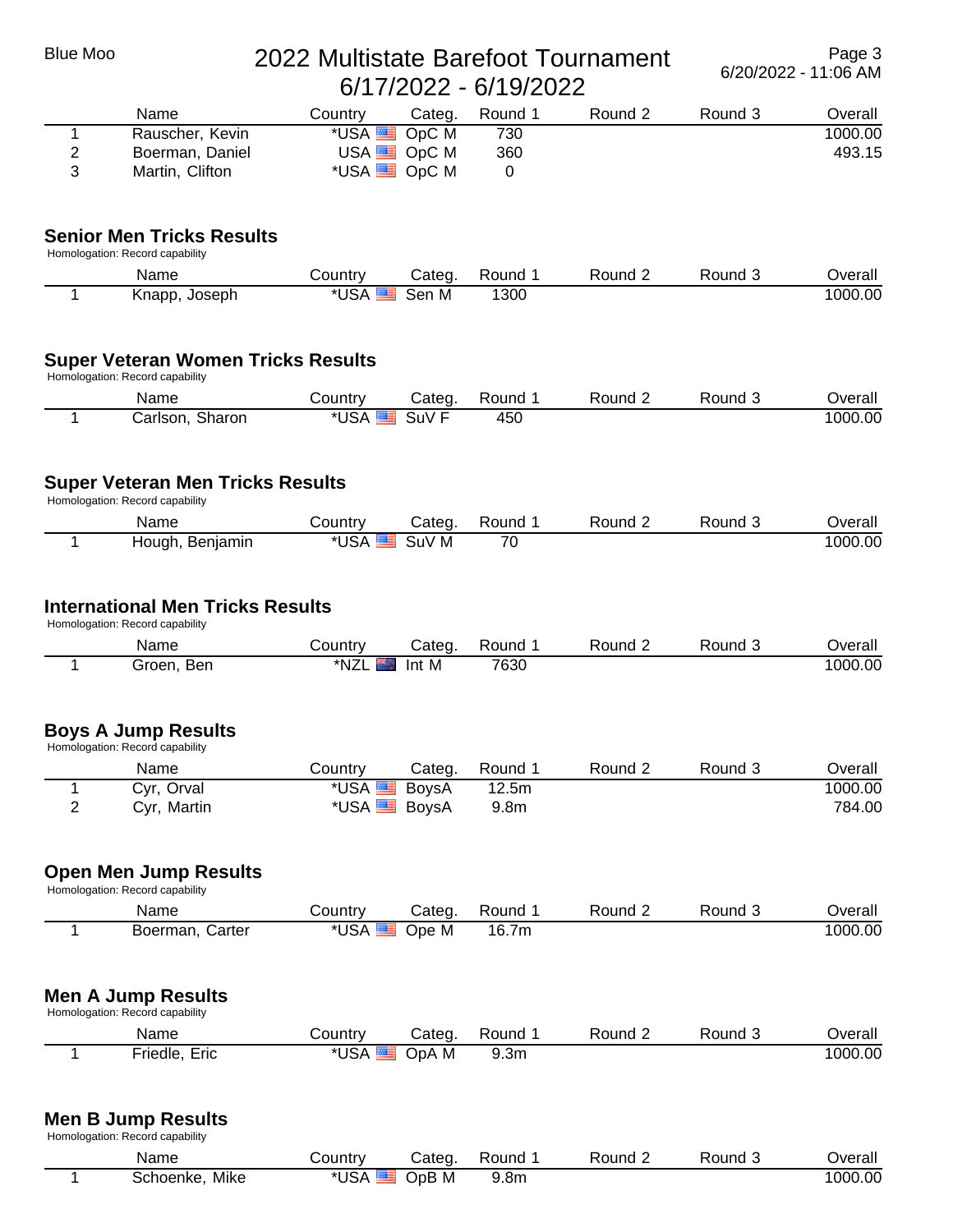| | Name | Country | Categ. | Round 1 | Round 2 | Round 3 | Overall |
|---|---|---|---|---|---|---|---|
| 1 | Rauscher, Kevin | *USA | OpC M | 730 | | | 1000.00 |
| 2 | Boerman, Daniel | USA | OpC M | 360 | | | 493.15 |
| 3 | Martin, Clifton | *USA | OpC M | 0 | | | |

## Senior Men Tricks Results

Homologation: Record capability

| | Name | Country | Categ. | Round 1 | Round 2 | Round 3 | Overall |
|---|---|---|---|---|---|---|---|
| 1 | Knapp, Joseph | *USA | Sen M | 1300 | | | 1000.00 |

## Super Veteran Women Tricks Results

Homologation: Record capability

| | Name | Country | Categ. | Round 1 | Round 2 | Round 3 | Overall |
|---|---|---|---|---|---|---|---|
| 1 | Carlson, Sharon | *USA | SuV F | 450 | | | 1000.00 |

## Super Veteran Men Tricks Results

Homologation: Record capability

| | Name | Country | Categ. | Round 1 | Round 2 | Round 3 | Overall |
|---|---|---|---|---|---|---|---|
| 1 | Hough, Benjamin | *USA | SuV M | 70 | | | 1000.00 |

## International Men Tricks Results

Homologation: Record capability

| | Name | Country | Categ. | Round 1 | Round 2 | Round 3 | Overall |
|---|---|---|---|---|---|---|---|
| 1 | Groen, Ben | *NZL | Int M | 7630 | | | 1000.00 |

## Boys A Jump Results

Homologation: Record capability

| | Name | Country | Categ. | Round 1 | Round 2 | Round 3 | Overall |
|---|---|---|---|---|---|---|---|
| 1 | Cyr, Orval | *USA | BoysA | 12.5m | | | 1000.00 |
| 2 | Cyr, Martin | *USA | BoysA | 9.8m | | | 784.00 |

## Open Men Jump Results

Homologation: Record capability

| | Name | Country | Categ. | Round 1 | Round 2 | Round 3 | Overall |
|---|---|---|---|---|---|---|---|
| 1 | Boerman, Carter | *USA | Ope M | 16.7m | | | 1000.00 |

## Men A Jump Results

Homologation: Record capability

| | Name | Country | Categ. | Round 1 | Round 2 | Round 3 | Overall |
|---|---|---|---|---|---|---|---|
| 1 | Friedle, Eric | *USA | OpA M | 9.3m | | | 1000.00 |

## Men B Jump Results

Homologation: Record capability

| | Name | Country | Categ. | Round 1 | Round 2 | Round 3 | Overall |
|---|---|---|---|---|---|---|---|
| 1 | Schoenke, Mike | *USA | OpB M | 9.8m | | | 1000.00 |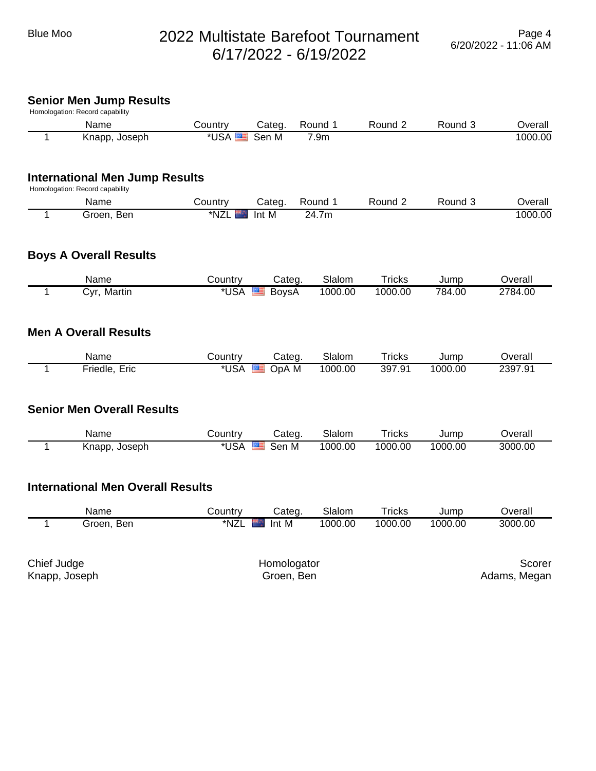## Senior Men Jump Results

Homologation: Record capability

| | Name | Country | Categ. | Round 1 | Round 2 | Round 3 | Overall |
|---|---|---|---|---|---|---|---|
| 1 | Knapp, Joseph | *USA | Sen M | 7.9m | | | 1000.00 |

## International Men Jump Results

Homologation: Record capability

| | Name | Country | Categ. | Round 1 | Round 2 | Round 3 | Overall |
|---|---|---|---|---|---|---|---|
| 1 | Groen, Ben | *NZL | Int M | 24.7m | | | 1000.00 |

## Boys A Overall Results

| | Name | Country | Categ. | Slalom | Tricks | Jump | Overall |
|---|---|---|---|---|---|---|---|
| 1 | Cyr, Martin | *USA | BoysA | 1000.00 | 1000.00 | 784.00 | 2784.00 |

## Men A Overall Results

| | Name | Country | Categ. | Slalom | Tricks | Jump | Overall |
|---|---|---|---|---|---|---|---|
| 1 | Friedle, Eric | *USA | OpA M | 1000.00 | 397.91 | 1000.00 | 2397.91 |

## Senior Men Overall Results

| | Name | Country | Categ. | Slalom | Tricks | Jump | Overall |
|---|---|---|---|---|---|---|---|
| 1 | Knapp, Joseph | *USA | Sen M | 1000.00 | 1000.00 | 1000.00 | 3000.00 |

## International Men Overall Results

| | Name | Country | Categ. | Slalom | Tricks | Jump | Overall |
|---|---|---|---|---|---|---|---|
| 1 | Groen, Ben | *NZL | Int M | 1000.00 | 1000.00 | 1000.00 | 3000.00 |

Chief Judge
Knapp, Joseph

Homologator
Groen, Ben

Scorer
Adams, Megan